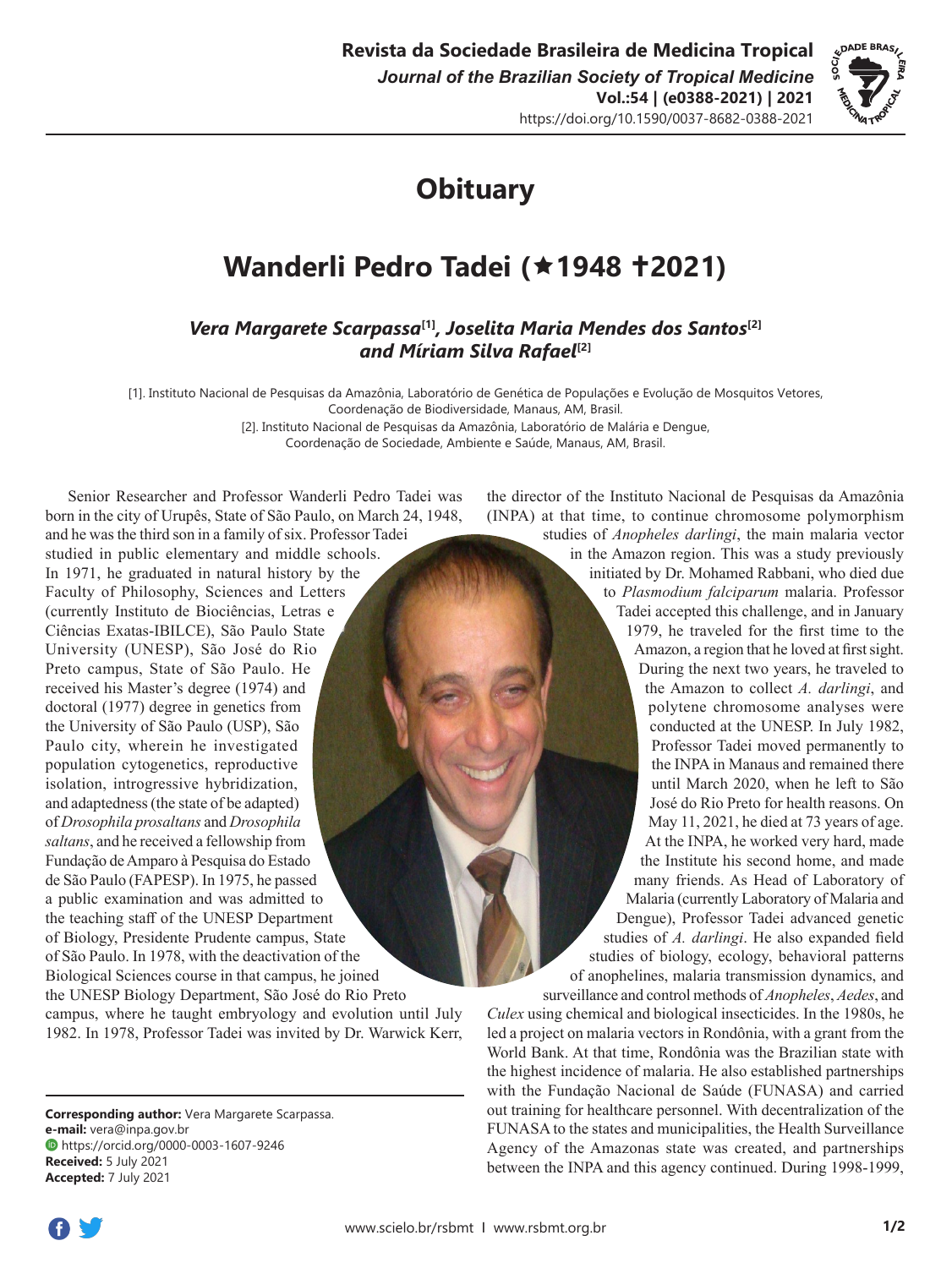# Obituary

# Wanderli Pedro Tadei (★1948 ✝2021)

### *Vera Margarete Scarpassa*[1], *Joselita Maria Mendes dos Santos*[2] *and Míriam Silva Rafael*[2]

[1]. Instituto Nacional de Pesquisas da Amazônia, Laboratório de Genética de Populações e Evolução de Mosquitos Vetores, Coordenação de Biodiversidade, Manaus, AM, Brasil.
[2]. Instituto Nacional de Pesquisas da Amazônia, Laboratório de Malária e Dengue, Coordenação de Sociedade, Ambiente e Saúde, Manaus, AM, Brasil.

Senior Researcher and Professor Wanderli Pedro Tadei was born in the city of Urupês, State of São Paulo, on March 24, 1948, and he was the third son in a family of six. Professor Tadei studied in public elementary and middle schools. In 1971, he graduated in natural history by the Faculty of Philosophy, Sciences and Letters (currently Instituto de Biociências, Letras e Ciências Exatas-IBILCE), São Paulo State University (UNESP), São José do Rio Preto campus, State of São Paulo. He received his Master's degree (1974) and doctoral (1977) degree in genetics from the University of São Paulo (USP), São Paulo city, wherein he investigated population cytogenetics, reproductive isolation, introgressive hybridization, and adaptedness (the state of be adapted) of *Drosophila prosaltans* and *Drosophila saltans*, and he received a fellowship from Fundação de Amparo à Pesquisa do Estado de São Paulo (FAPESP). In 1975, he passed a public examination and was admitted to the teaching staff of the UNESP Department of Biology, Presidente Prudente campus, State of São Paulo. In 1978, with the deactivation of the Biological Sciences course in that campus, he joined the UNESP Biology Department, São José do Rio Preto campus, where he taught embryology and evolution until July 1982. In 1978, Professor Tadei was invited by Dr. Warwick Kerr, the director of the Instituto Nacional de Pesquisas da Amazônia (INPA) at that time, to continue chromosome polymorphism studies of *Anopheles darlingi*, the main malaria vector in the Amazon region. This was a study previously initiated by Dr. Mohamed Rabbani, who died due to *Plasmodium falciparum* malaria. Professor Tadei accepted this challenge, and in January 1979, he traveled for the first time to the Amazon, a region that he loved at first sight. During the next two years, he traveled to the Amazon to collect *A. darlingi*, and polytene chromosome analyses were conducted at the UNESP. In July 1982, Professor Tadei moved permanently to the INPA in Manaus and remained there until March 2020, when he left to São José do Rio Preto for health reasons. On May 11, 2021, he died at 73 years of age. At the INPA, he worked very hard, made the Institute his second home, and made many friends. As Head of Laboratory of Malaria (currently Laboratory of Malaria and Dengue), Professor Tadei advanced genetic studies of *A. darlingi*. He also expanded field studies of biology, ecology, behavioral patterns of anophelines, malaria transmission dynamics, and surveillance and control methods of *Anopheles*, *Aedes*, and *Culex* using chemical and biological insecticides. In the 1980s, he led a project on malaria vectors in Rondônia, with a grant from the World Bank. At that time, Rondônia was the Brazilian state with the highest incidence of malaria. He also established partnerships with the Fundação Nacional de Saúde (FUNASA) and carried out training for healthcare personnel. With decentralization of the FUNASA to the states and municipalities, the Health Surveillance Agency of the Amazonas state was created, and partnerships between the INPA and this agency continued. During 1998-1999,

**Corresponding author:** Vera Margarete Scarpassa.
**e-mail:** vera@inpa.gov.br
https://orcid.org/0000-0003-1607-9246
**Received:** 5 July 2021
**Accepted:** 7 July 2021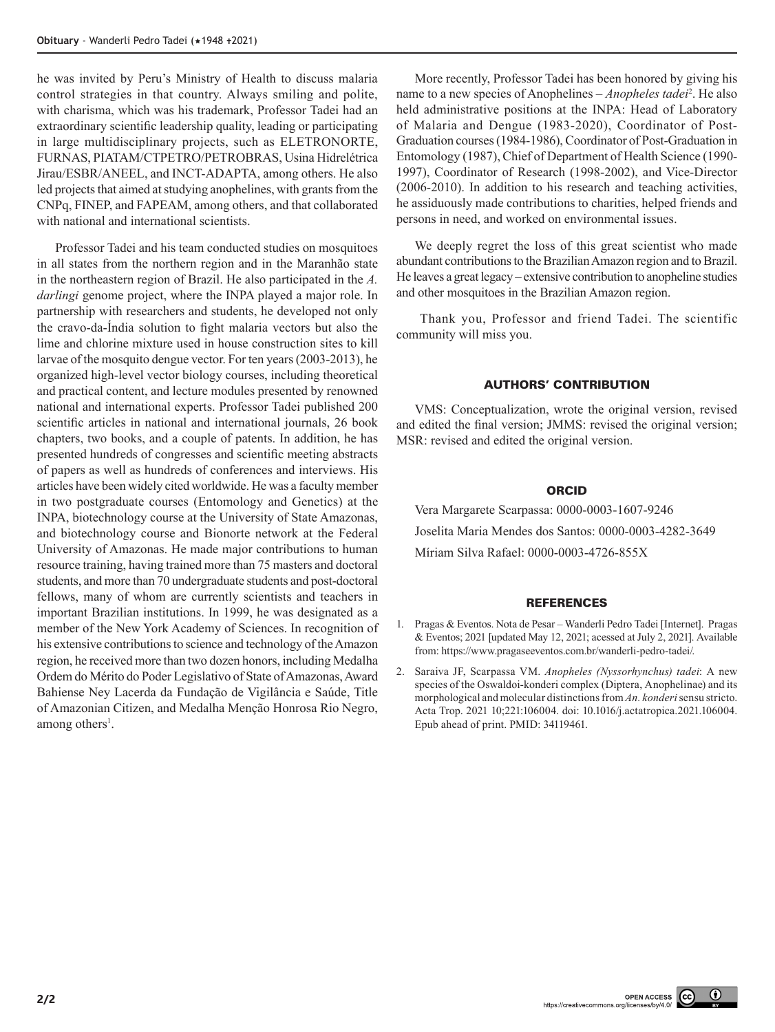he was invited by Peru's Ministry of Health to discuss malaria control strategies in that country. Always smiling and polite, with charisma, which was his trademark, Professor Tadei had an extraordinary scientific leadership quality, leading or participating in large multidisciplinary projects, such as ELETRONORTE, FURNAS, PIATAM/CTPETRO/PETROBRAS, Usina Hidrelétrica Jirau/ESBR/ANEEL, and INCT-ADAPTA, among others. He also led projects that aimed at studying anophelines, with grants from the CNPq, FINEP, and FAPEAM, among others, and that collaborated with national and international scientists.

Professor Tadei and his team conducted studies on mosquitoes in all states from the northern region and in the Maranhão state in the northeastern region of Brazil. He also participated in the *A. darlingi* genome project, where the INPA played a major role. In partnership with researchers and students, he developed not only the cravo-da-Índia solution to fight malaria vectors but also the lime and chlorine mixture used in house construction sites to kill larvae of the mosquito dengue vector. For ten years (2003-2013), he organized high-level vector biology courses, including theoretical and practical content, and lecture modules presented by renowned national and international experts. Professor Tadei published 200 scientific articles in national and international journals, 26 book chapters, two books, and a couple of patents. In addition, he has presented hundreds of congresses and scientific meeting abstracts of papers as well as hundreds of conferences and interviews. His articles have been widely cited worldwide. He was a faculty member in two postgraduate courses (Entomology and Genetics) at the INPA, biotechnology course at the University of State Amazonas, and biotechnology course and Bionorte network at the Federal University of Amazonas. He made major contributions to human resource training, having trained more than 75 masters and doctoral students, and more than 70 undergraduate students and post-doctoral fellows, many of whom are currently scientists and teachers in important Brazilian institutions. In 1999, he was designated as a member of the New York Academy of Sciences. In recognition of his extensive contributions to science and technology of the Amazon region, he received more than two dozen honors, including Medalha Ordem do Mérito do Poder Legislativo of State of Amazonas, Award Bahiense Ney Lacerda da Fundação de Vigilância e Saúde, Title of Amazonian Citizen, and Medalha Menção Honrosa Rio Negro, among others[1].

More recently, Professor Tadei has been honored by giving his name to a new species of Anophelines – *Anopheles tadei*[2]. He also held administrative positions at the INPA: Head of Laboratory of Malaria and Dengue (1983-2020), Coordinator of Post-Graduation courses (1984-1986), Coordinator of Post-Graduation in Entomology (1987), Chief of Department of Health Science (1990-1997), Coordinator of Research (1998-2002), and Vice-Director (2006-2010). In addition to his research and teaching activities, he assiduously made contributions to charities, helped friends and persons in need, and worked on environmental issues.

We deeply regret the loss of this great scientist who made abundant contributions to the Brazilian Amazon region and to Brazil. He leaves a great legacy – extensive contribution to anopheline studies and other mosquitoes in the Brazilian Amazon region.

Thank you, Professor and friend Tadei. The scientific community will miss you.

## AUTHORS' CONTRIBUTION

VMS: Conceptualization, wrote the original version, revised and edited the final version; JMMS: revised the original version; MSR: revised and edited the original version.

## ORCID

Vera Margarete Scarpassa: 0000-0003-1607-9246

Joselita Maria Mendes dos Santos: 0000-0003-4282-3649

Míriam Silva Rafael: 0000-0003-4726-855X

## REFERENCES

1. Pragas & Eventos. Nota de Pesar – Wanderli Pedro Tadei [Internet]. Pragas & Eventos; 2021 [updated May 12, 2021; acessed at July 2, 2021]. Available from: https://www.pragaseeventos.com.br/wanderli-pedro-tadei/.
2. Saraiva JF, Scarpassa VM. *Anopheles (Nyssorhynchus) tadei*: A new species of the Oswaldoi-konderi complex (Diptera, Anophelinae) and its morphological and molecular distinctions from *An. konderi* sensu stricto. Acta Trop. 2021 10;221:106004. doi: 10.1016/j.actatropica.2021.106004. Epub ahead of print. PMID: 34119461.